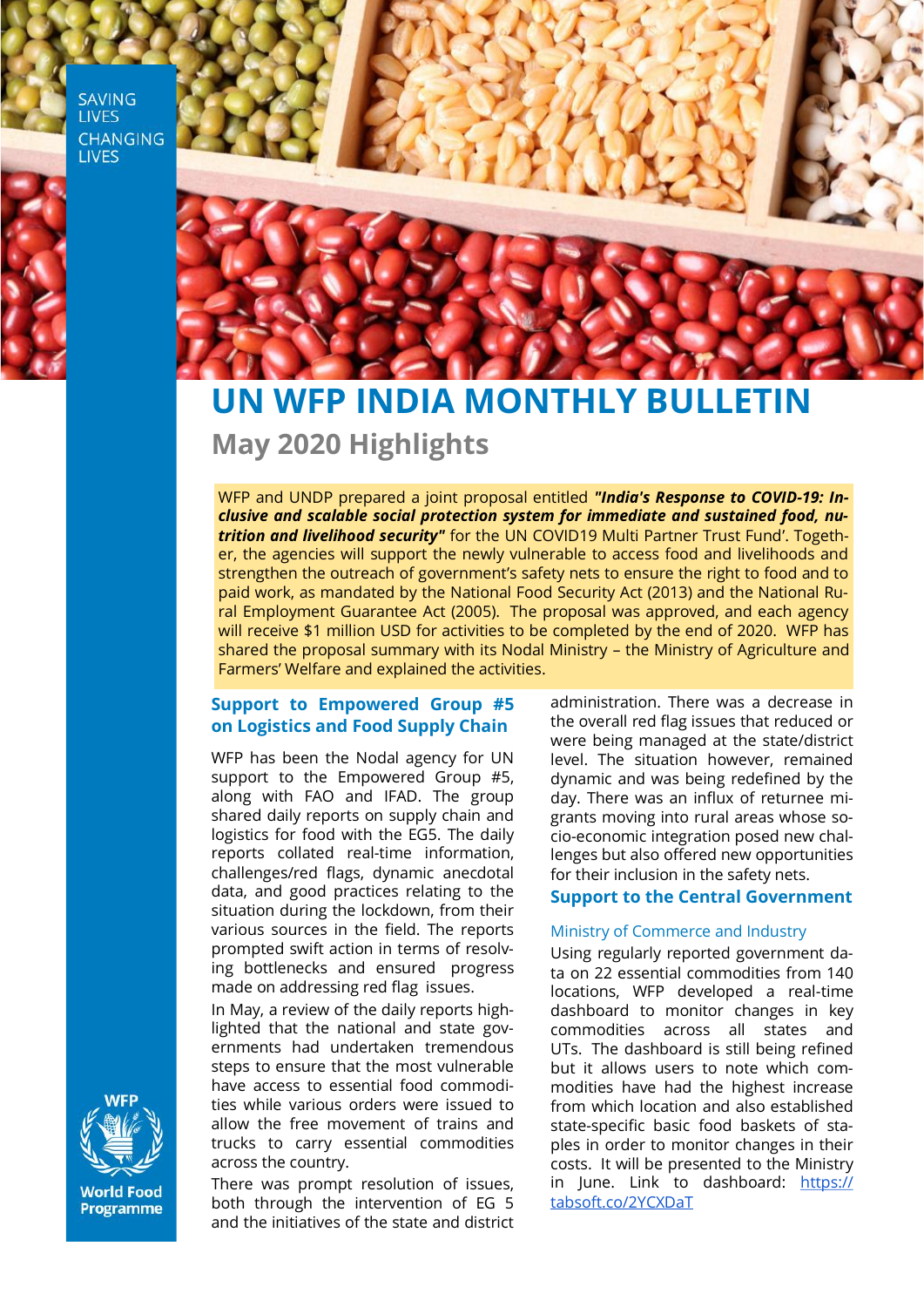SAVING LIVES CHANGING LIVES

# UN WFP INDIA MONTHLY BULLETIN

## May 2020 Highlights

WFP and UNDP prepared a joint proposal entitled ***"India's Response to COVID-19: Inclusive and scalable social protection system for immediate and sustained food, nutrition and livelihood security"*** for the UN COVID19 Multi Partner Trust Fund'. Together, the agencies will support the newly vulnerable to access food and livelihoods and strengthen the outreach of government's safety nets to ensure the right to food and to paid work, as mandated by the National Food Security Act (2013) and the National Rural Employment Guarantee Act (2005). The proposal was approved, and each agency will receive $1 million USD for activities to be completed by the end of 2020. WFP has shared the proposal summary with its Nodal Ministry – the Ministry of Agriculture and Farmers' Welfare and explained the activities.

### Support to Empowered Group #5 on Logistics and Food Supply Chain

WFP has been the Nodal agency for UN support to the Empowered Group #5, along with FAO and IFAD. The group shared daily reports on supply chain and logistics for food with the EG5. The daily reports collated real-time information, challenges/red flags, dynamic anecdotal data, and good practices relating to the situation during the lockdown, from their various sources in the field. The reports prompted swift action in terms of resolving bottlenecks and ensured progress made on addressing red flag issues.

In May, a review of the daily reports highlighted that the national and state governments had undertaken tremendous steps to ensure that the most vulnerable have access to essential food commodities while various orders were issued to allow the free movement of trains and trucks to carry essential commodities across the country.

There was prompt resolution of issues, both through the intervention of EG 5 and the initiatives of the state and district administration. There was a decrease in the overall red flag issues that reduced or were being managed at the state/district level. The situation however, remained dynamic and was being redefined by the day. There was an influx of returnee migrants moving into rural areas whose socio-economic integration posed new challenges but also offered new opportunities for their inclusion in the safety nets.

### Support to the Central Government

#### Ministry of Commerce and Industry

Using regularly reported government data on 22 essential commodities from 140 locations, WFP developed a real-time dashboard to monitor changes in key commodities across all states and UTs. The dashboard is still being refined but it allows users to note which commodities have had the highest increase from which location and also established state-specific basic food baskets of staples in order to monitor changes in their costs. It will be presented to the Ministry in June. Link to dashboard: https://tabsoft.co/2YCXDaT

World Food Programme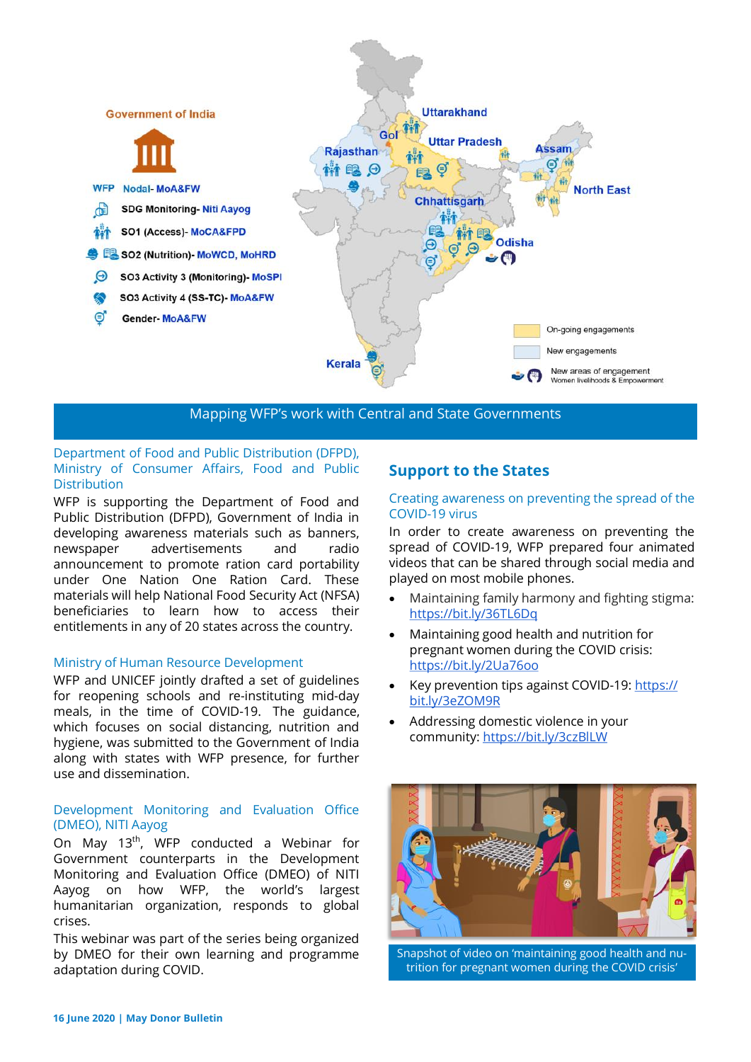Government of India

WFP Nodal- MoA&FW

SDG Monitoring- Niti Aayog

SO1 (Access)- MoCA&FPD

SO2 (Nutrition)- MoWCD, MoHRD

SO3 Activity 3 (Monitoring)- MoSPI

SO3 Activity 4 (SS-TC)- MoA&FW

Gender- MoA&FW

Uttarakhand, GoI, Rajasthan, Uttar Pradesh, Assam, North East, Chhattisgarh, Odisha, Kerala

On-going engagements

New engagements

New areas of engagement Women livelihoods & Empowerment

Mapping WFP's work with Central and State Governments

### Department of Food and Public Distribution (DFPD), Ministry of Consumer Affairs, Food and Public Distribution

WFP is supporting the Department of Food and Public Distribution (DFPD), Government of India in developing awareness materials such as banners, newspaper advertisements and radio announcement to promote ration card portability under One Nation One Ration Card. These materials will help National Food Security Act (NFSA) beneficiaries to learn how to access their entitlements in any of 20 states across the country.

### Ministry of Human Resource Development

WFP and UNICEF jointly drafted a set of guidelines for reopening schools and re-instituting mid-day meals, in the time of COVID-19. The guidance, which focuses on social distancing, nutrition and hygiene, was submitted to the Government of India along with states with WFP presence, for further use and dissemination.

### Development Monitoring and Evaluation Office (DMEO), NITI Aayog

On May 13th, WFP conducted a Webinar for Government counterparts in the Development Monitoring and Evaluation Office (DMEO) of NITI Aayog on how WFP, the world's largest humanitarian organization, responds to global crises.

This webinar was part of the series being organized by DMEO for their own learning and programme adaptation during COVID.

## Support to the States

### Creating awareness on preventing the spread of the COVID-19 virus

In order to create awareness on preventing the spread of COVID-19, WFP prepared four animated videos that can be shared through social media and played on most mobile phones.

- Maintaining family harmony and fighting stigma: https://bit.ly/36TL6Dq
- Maintaining good health and nutrition for pregnant women during the COVID crisis: https://bit.ly/2Ua76oo
- Key prevention tips against COVID-19: https://bit.ly/3eZOM9R
- Addressing domestic violence in your community: https://bit.ly/3czBlLW

Snapshot of video on 'maintaining good health and nutrition for pregnant women during the COVID crisis'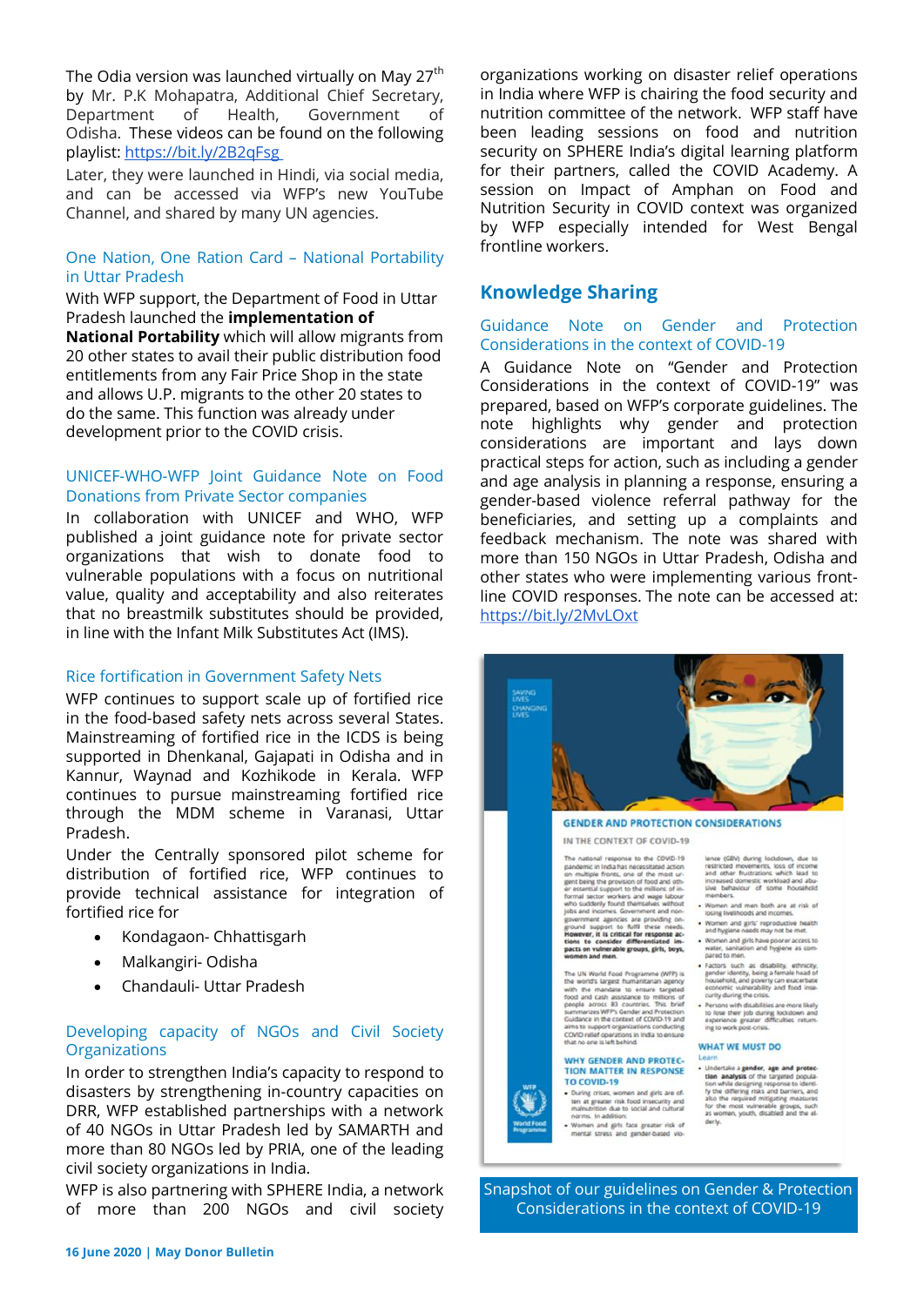The Odia version was launched virtually on May 27th by Mr. P.K Mohapatra, Additional Chief Secretary, Department of Health, Government of Odisha. These videos can be found on the following playlist: https://bit.ly/2B2qFsg

Later, they were launched in Hindi, via social media, and can be accessed via WFP's new YouTube Channel, and shared by many UN agencies.

### One Nation, One Ration Card – National Portability in Uttar Pradesh

With WFP support, the Department of Food in Uttar Pradesh launched the **implementation of National Portability** which will allow migrants from 20 other states to avail their public distribution food entitlements from any Fair Price Shop in the state and allows U.P. migrants to the other 20 states to do the same. This function was already under development prior to the COVID crisis.

### UNICEF-WHO-WFP Joint Guidance Note on Food Donations from Private Sector companies

In collaboration with UNICEF and WHO, WFP published a joint guidance note for private sector organizations that wish to donate food to vulnerable populations with a focus on nutritional value, quality and acceptability and also reiterates that no breastmilk substitutes should be provided, in line with the Infant Milk Substitutes Act (IMS).

### Rice fortification in Government Safety Nets

WFP continues to support scale up of fortified rice in the food-based safety nets across several States. Mainstreaming of fortified rice in the ICDS is being supported in Dhenkanal, Gajapati in Odisha and in Kannur, Waynad and Kozhikode in Kerala. WFP continues to pursue mainstreaming fortified rice through the MDM scheme in Varanasi, Uttar Pradesh.

Under the Centrally sponsored pilot scheme for distribution of fortified rice, WFP continues to provide technical assistance for integration of fortified rice for

- Kondagaon- Chhattisgarh
- Malkangiri- Odisha
- Chandauli- Uttar Pradesh

### Developing capacity of NGOs and Civil Society Organizations

In order to strengthen India's capacity to respond to disasters by strengthening in-country capacities on DRR, WFP established partnerships with a network of 40 NGOs in Uttar Pradesh led by SAMARTH and more than 80 NGOs led by PRIA, one of the leading civil society organizations in India.

WFP is also partnering with SPHERE India, a network of more than 200 NGOs and civil society organizations working on disaster relief operations in India where WFP is chairing the food security and nutrition committee of the network. WFP staff have been leading sessions on food and nutrition security on SPHERE India's digital learning platform for their partners, called the COVID Academy. A session on Impact of Amphan on Food and Nutrition Security in COVID context was organized by WFP especially intended for West Bengal frontline workers.

## Knowledge Sharing

### Guidance Note on Gender and Protection Considerations in the context of COVID-19

A Guidance Note on "Gender and Protection Considerations in the context of COVID-19" was prepared, based on WFP's corporate guidelines. The note highlights why gender and protection considerations are important and lays down practical steps for action, such as including a gender and age analysis in planning a response, ensuring a gender-based violence referral pathway for the beneficiaries, and setting up a complaints and feedback mechanism. The note was shared with more than 150 NGOs in Uttar Pradesh, Odisha and other states who were implementing various front-line COVID responses. The note can be accessed at: https://bit.ly/2MvLOxt

Snapshot of our guidelines on Gender & Protection Considerations in the context of COVID-19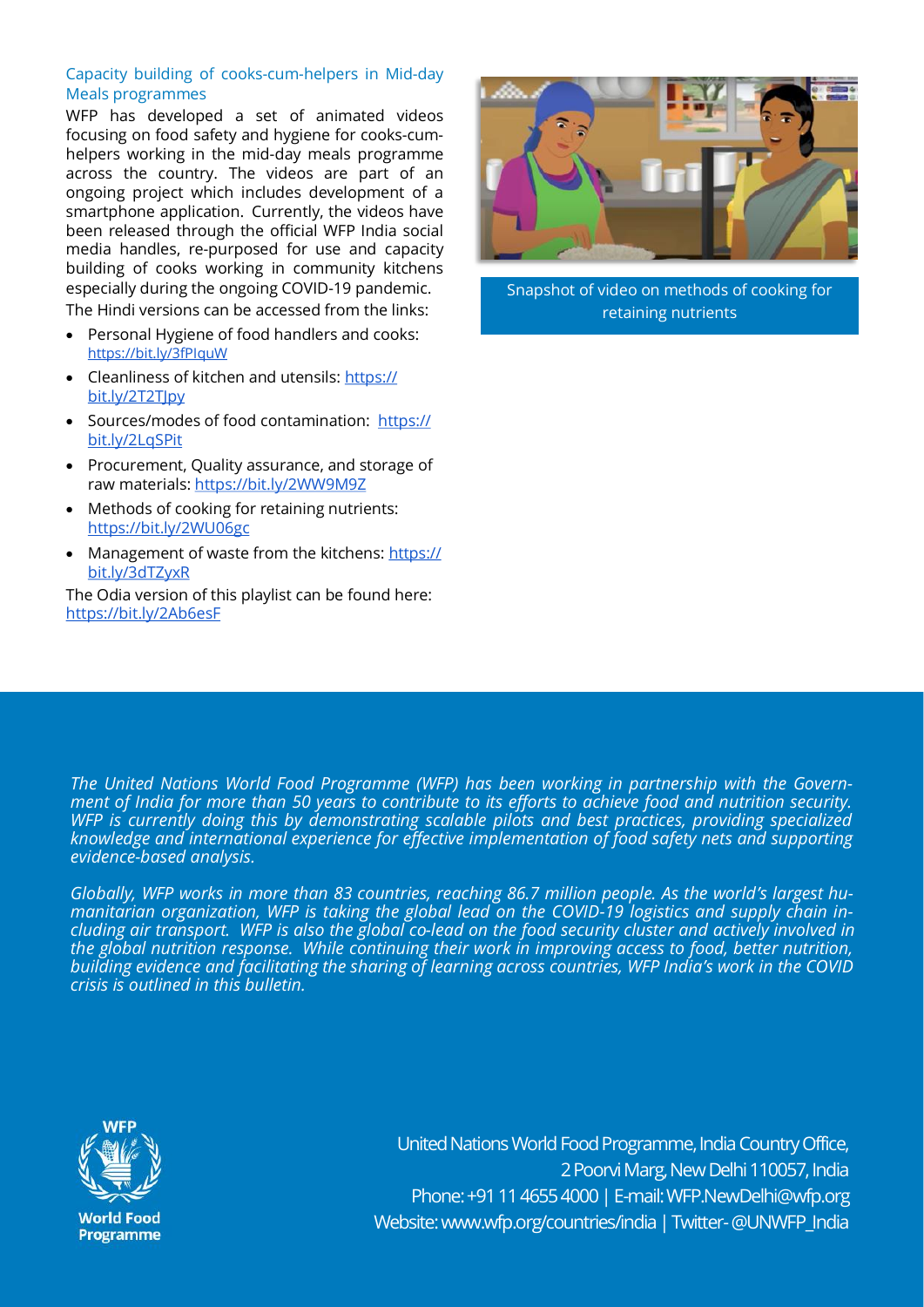### Capacity building of cooks-cum-helpers in Mid-day Meals programmes

WFP has developed a set of animated videos focusing on food safety and hygiene for cooks-cum-helpers working in the mid-day meals programme across the country. The videos are part of an ongoing project which includes development of a smartphone application. Currently, the videos have been released through the official WFP India social media handles, re-purposed for use and capacity building of cooks working in community kitchens especially during the ongoing COVID-19 pandemic.

The Hindi versions can be accessed from the links:

- Personal Hygiene of food handlers and cooks: https://bit.ly/3fPIquW
- Cleanliness of kitchen and utensils: https://bit.ly/2T2TJpy
- Sources/modes of food contamination: https://bit.ly/2LqSPit
- Procurement, Quality assurance, and storage of raw materials: https://bit.ly/2WW9M9Z
- Methods of cooking for retaining nutrients: https://bit.ly/2WU06gc
- Management of waste from the kitchens: https://bit.ly/3dTZyxR

The Odia version of this playlist can be found here: https://bit.ly/2Ab6esF

Snapshot of video on methods of cooking for retaining nutrients

*The United Nations World Food Programme (WFP) has been working in partnership with the Government of India for more than 50 years to contribute to its efforts to achieve food and nutrition security. WFP is currently doing this by demonstrating scalable pilots and best practices, providing specialized knowledge and international experience for effective implementation of food safety nets and supporting evidence-based analysis.*

*Globally, WFP works in more than 83 countries, reaching 86.7 million people. As the world's largest humanitarian organization, WFP is taking the global lead on the COVID-19 logistics and supply chain including air transport. WFP is also the global co-lead on the food security cluster and actively involved in the global nutrition response. While continuing their work in improving access to food, better nutrition, building evidence and facilitating the sharing of learning across countries, WFP India's work in the COVID crisis is outlined in this bulletin.*

WFP World Food Programme

United Nations World Food Programme, India Country Office,
2 Poorvi Marg, New Delhi 110057, India
Phone: +91 11 4655 4000 | E-mail: WFP.NewDelhi@wfp.org
Website: www.wfp.org/countries/india | Twitter- @UNWFP_India